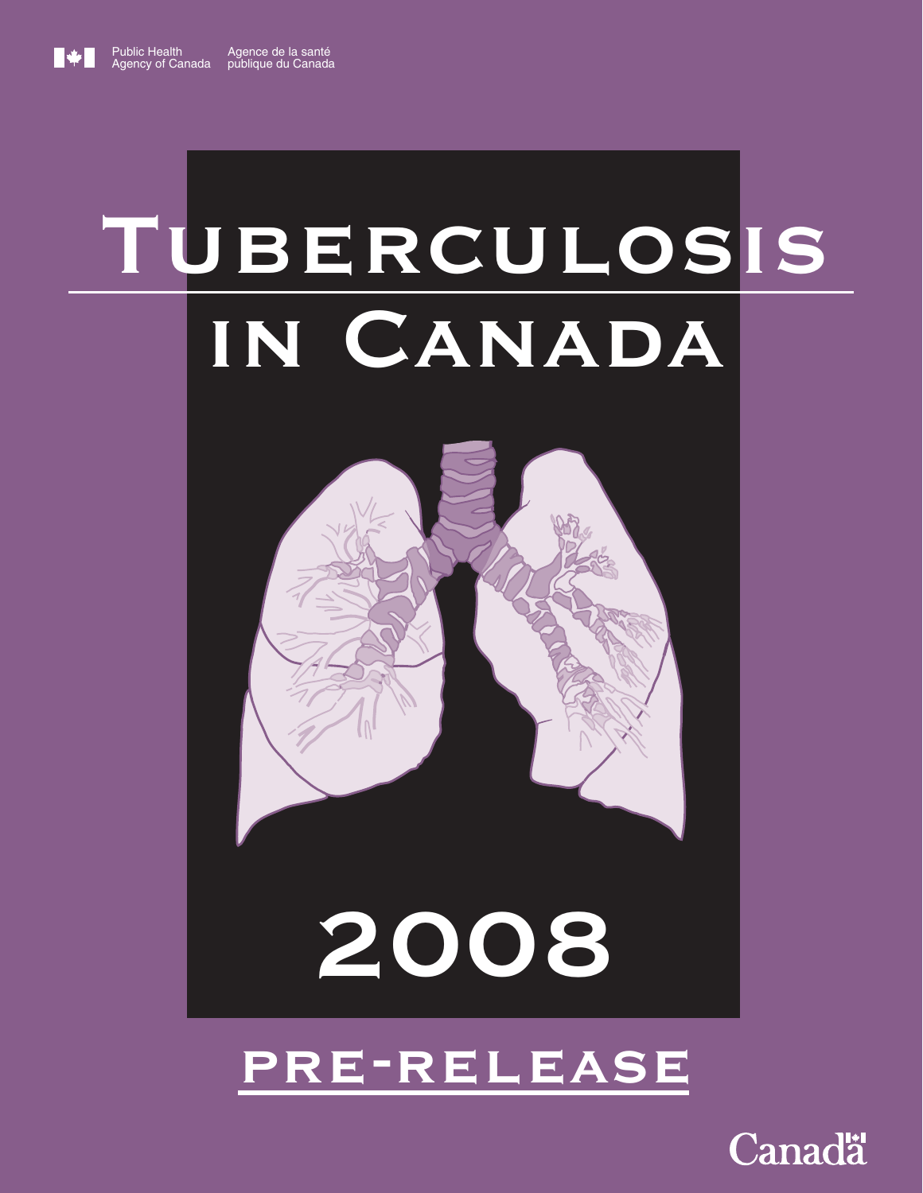Public Health Agency of Canada Agence de la santé publique du Canada

# Tuberculosis in Canada 2008

## PRE-RELEASE

Canada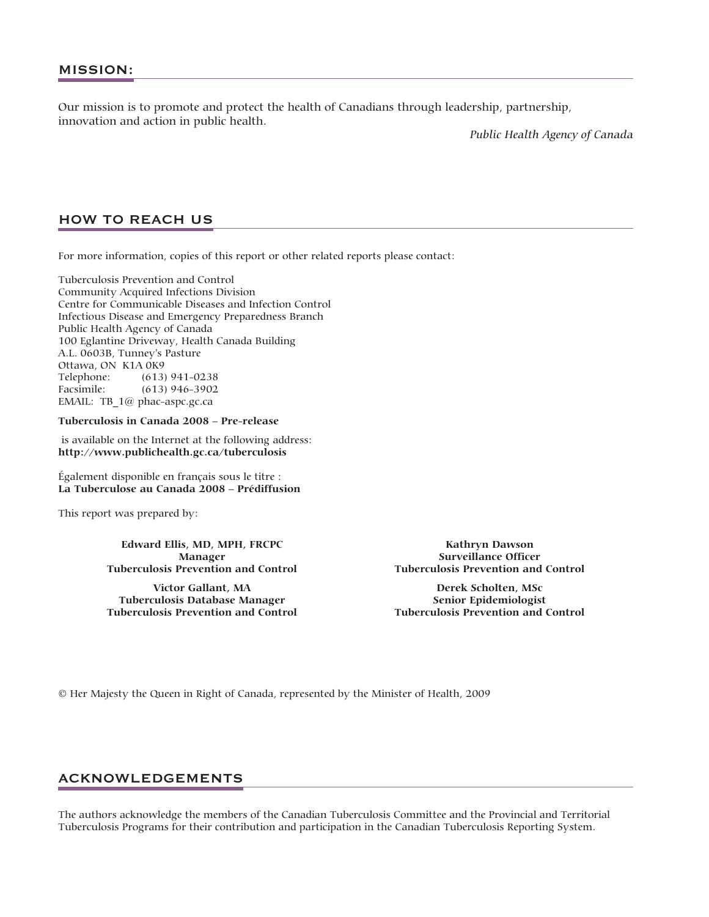## MISSION:

Our mission is to promote and protect the health of Canadians through leadership, partnership, innovation and action in public health.

*Public Health Agency of Canada*

## HOW TO REACH US

For more information, copies of this report or other related reports please contact:

Tuberculosis Prevention and Control
Community Acquired Infections Division
Centre for Communicable Diseases and Infection Control
Infectious Disease and Emergency Preparedness Branch
Public Health Agency of Canada
100 Eglantine Driveway, Health Canada Building
A.L. 0603B, Tunney's Pasture
Ottawa, ON K1A 0K9
Telephone: (613) 941-0238
Facsimile: (613) 946-3902
EMAIL: TB_1@ phac-aspc.gc.ca

**Tuberculosis in Canada 2008 – Pre-release**

is available on the Internet at the following address:
**http://www.publichealth.gc.ca/tuberculosis**

Également disponible en français sous le titre :
**La Tuberculose au Canada 2008 – Prédiffusion**

This report was prepared by:

**Edward Ellis, MD, MPH, FRCPC**
**Manager**
**Tuberculosis Prevention and Control**

**Victor Gallant, MA**
**Tuberculosis Database Manager**
**Tuberculosis Prevention and Control**

**Kathryn Dawson**
**Surveillance Officer**
**Tuberculosis Prevention and Control**

**Derek Scholten, MSc**
**Senior Epidemiologist**
**Tuberculosis Prevention and Control**

© Her Majesty the Queen in Right of Canada, represented by the Minister of Health, 2009

## ACKNOWLEDGEMENTS

The authors acknowledge the members of the Canadian Tuberculosis Committee and the Provincial and Territorial Tuberculosis Programs for their contribution and participation in the Canadian Tuberculosis Reporting System.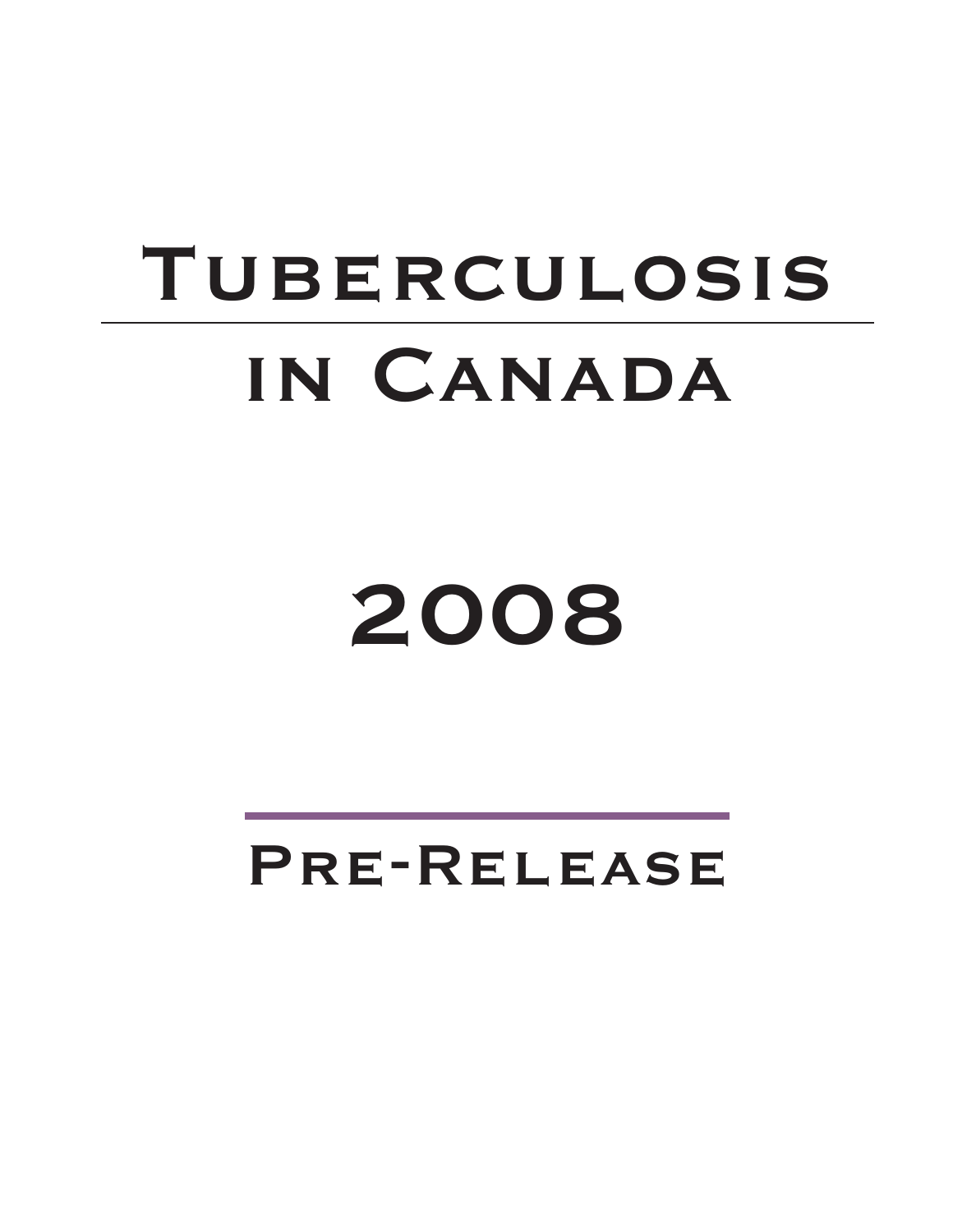# Tuberculosis in Canada

# 2008

## Pre-Release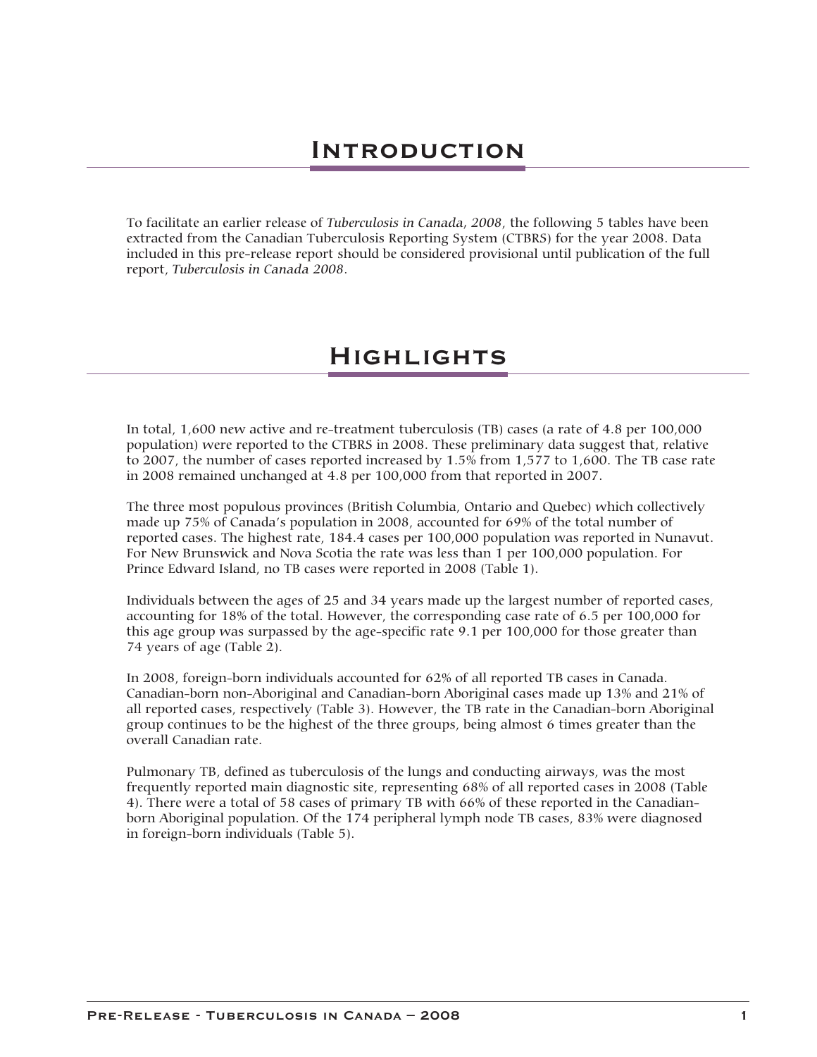# Introduction

To facilitate an earlier release of *Tuberculosis in Canada, 2008*, the following 5 tables have been extracted from the Canadian Tuberculosis Reporting System (CTBRS) for the year 2008. Data included in this pre-release report should be considered provisional until publication of the full report, *Tuberculosis in Canada 2008*.

# Highlights

In total, 1,600 new active and re-treatment tuberculosis (TB) cases (a rate of 4.8 per 100,000 population) were reported to the CTBRS in 2008. These preliminary data suggest that, relative to 2007, the number of cases reported increased by 1.5% from 1,577 to 1,600. The TB case rate in 2008 remained unchanged at 4.8 per 100,000 from that reported in 2007.

The three most populous provinces (British Columbia, Ontario and Quebec) which collectively made up 75% of Canada's population in 2008, accounted for 69% of the total number of reported cases. The highest rate, 184.4 cases per 100,000 population was reported in Nunavut. For New Brunswick and Nova Scotia the rate was less than 1 per 100,000 population. For Prince Edward Island, no TB cases were reported in 2008 (Table 1).

Individuals between the ages of 25 and 34 years made up the largest number of reported cases, accounting for 18% of the total. However, the corresponding case rate of 6.5 per 100,000 for this age group was surpassed by the age-specific rate 9.1 per 100,000 for those greater than 74 years of age (Table 2).

In 2008, foreign-born individuals accounted for 62% of all reported TB cases in Canada. Canadian-born non-Aboriginal and Canadian-born Aboriginal cases made up 13% and 21% of all reported cases, respectively (Table 3). However, the TB rate in the Canadian-born Aboriginal group continues to be the highest of the three groups, being almost 6 times greater than the overall Canadian rate.

Pulmonary TB, defined as tuberculosis of the lungs and conducting airways, was the most frequently reported main diagnostic site, representing 68% of all reported cases in 2008 (Table 4). There were a total of 58 cases of primary TB with 66% of these reported in the Canadian-born Aboriginal population. Of the 174 peripheral lymph node TB cases, 83% were diagnosed in foreign-born individuals (Table 5).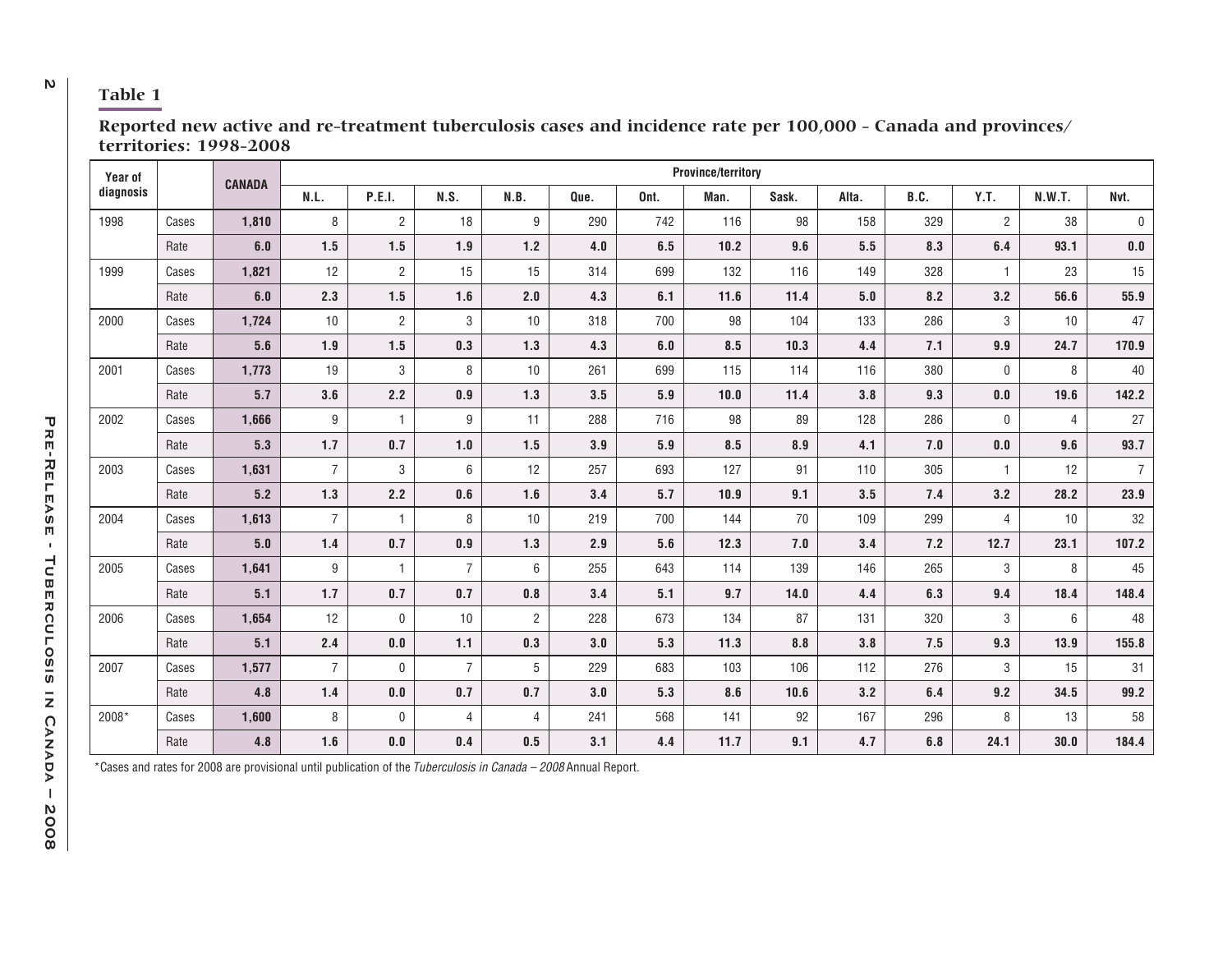## Table 1

**Reported new active and re-treatment tuberculosis cases and incidence rate per 100,000 - Canada and provinces/ territories: 1998-2008**

| Year of diagnosis | | CANADA | Province/territory | | | | | | | | | | | | |
|---|---|---|---|---|---|---|---|---|---|---|---|---|---|---|---|
| | | | N.L. | P.E.I. | N.S. | N.B. | Que. | Ont. | Man. | Sask. | Alta. | B.C. | Y.T. | N.W.T. | Nvt. |
| 1998 | Cases | **1,810** | 8 | 2 | 18 | 9 | 290 | 742 | 116 | 98 | 158 | 329 | 2 | 38 | 0 |
| | Rate | **6.0** | **1.5** | **1.5** | **1.9** | **1.2** | **4.0** | **6.5** | **10.2** | **9.6** | **5.5** | **8.3** | **6.4** | **93.1** | **0.0** |
| 1999 | Cases | **1,821** | 12 | 2 | 15 | 15 | 314 | 699 | 132 | 116 | 149 | 328 | 1 | 23 | 15 |
| | Rate | **6.0** | **2.3** | **1.5** | **1.6** | **2.0** | **4.3** | **6.1** | **11.6** | **11.4** | **5.0** | **8.2** | **3.2** | **56.6** | **55.9** |
| 2000 | Cases | **1,724** | 10 | 2 | 3 | 10 | 318 | 700 | 98 | 104 | 133 | 286 | 3 | 10 | 47 |
| | Rate | **5.6** | **1.9** | **1.5** | **0.3** | **1.3** | **4.3** | **6.0** | **8.5** | **10.3** | **4.4** | **7.1** | **9.9** | **24.7** | **170.9** |
| 2001 | Cases | **1,773** | 19 | 3 | 8 | 10 | 261 | 699 | 115 | 114 | 116 | 380 | 0 | 8 | 40 |
| | Rate | **5.7** | **3.6** | **2.2** | **0.9** | **1.3** | **3.5** | **5.9** | **10.0** | **11.4** | **3.8** | **9.3** | **0.0** | **19.6** | **142.2** |
| 2002 | Cases | **1,666** | 9 | 1 | 9 | 11 | 288 | 716 | 98 | 89 | 128 | 286 | 0 | 4 | 27 |
| | Rate | **5.3** | **1.7** | **0.7** | **1.0** | **1.5** | **3.9** | **5.9** | **8.5** | **8.9** | **4.1** | **7.0** | **0.0** | **9.6** | **93.7** |
| 2003 | Cases | **1,631** | 7 | 3 | 6 | 12 | 257 | 693 | 127 | 91 | 110 | 305 | 1 | 12 | 7 |
| | Rate | **5.2** | **1.3** | **2.2** | **0.6** | **1.6** | **3.4** | **5.7** | **10.9** | **9.1** | **3.5** | **7.4** | **3.2** | **28.2** | **23.9** |
| 2004 | Cases | **1,613** | 7 | 1 | 8 | 10 | 219 | 700 | 144 | 70 | 109 | 299 | 4 | 10 | 32 |
| | Rate | **5.0** | **1.4** | **0.7** | **0.9** | **1.3** | **2.9** | **5.6** | **12.3** | **7.0** | **3.4** | **7.2** | **12.7** | **23.1** | **107.2** |
| 2005 | Cases | **1,641** | 9 | 1 | 7 | 6 | 255 | 643 | 114 | 139 | 146 | 265 | 3 | 8 | 45 |
| | Rate | **5.1** | **1.7** | **0.7** | **0.7** | **0.8** | **3.4** | **5.1** | **9.7** | **14.0** | **4.4** | **6.3** | **9.4** | **18.4** | **148.4** |
| 2006 | Cases | **1,654** | 12 | 0 | 10 | 2 | 228 | 673 | 134 | 87 | 131 | 320 | 3 | 6 | 48 |
| | Rate | **5.1** | **2.4** | **0.0** | **1.1** | **0.3** | **3.0** | **5.3** | **11.3** | **8.8** | **3.8** | **7.5** | **9.3** | **13.9** | **155.8** |
| 2007 | Cases | **1,577** | 7 | 0 | 7 | 5 | 229 | 683 | 103 | 106 | 112 | 276 | 3 | 15 | 31 |
| | Rate | **4.8** | **1.4** | **0.0** | **0.7** | **0.7** | **3.0** | **5.3** | **8.6** | **10.6** | **3.2** | **6.4** | **9.2** | **34.5** | **99.2** |
| 2008* | Cases | **1,600** | 8 | 0 | 4 | 4 | 241 | 568 | 141 | 92 | 167 | 296 | 8 | 13 | 58 |
| | Rate | **4.8** | **1.6** | **0.0** | **0.4** | **0.5** | **3.1** | **4.4** | **11.7** | **9.1** | **4.7** | **6.8** | **24.1** | **30.0** | **184.4** |

*Cases and rates for 2008 are provisional until publication of the *Tuberculosis in Canada – 2008* Annual Report.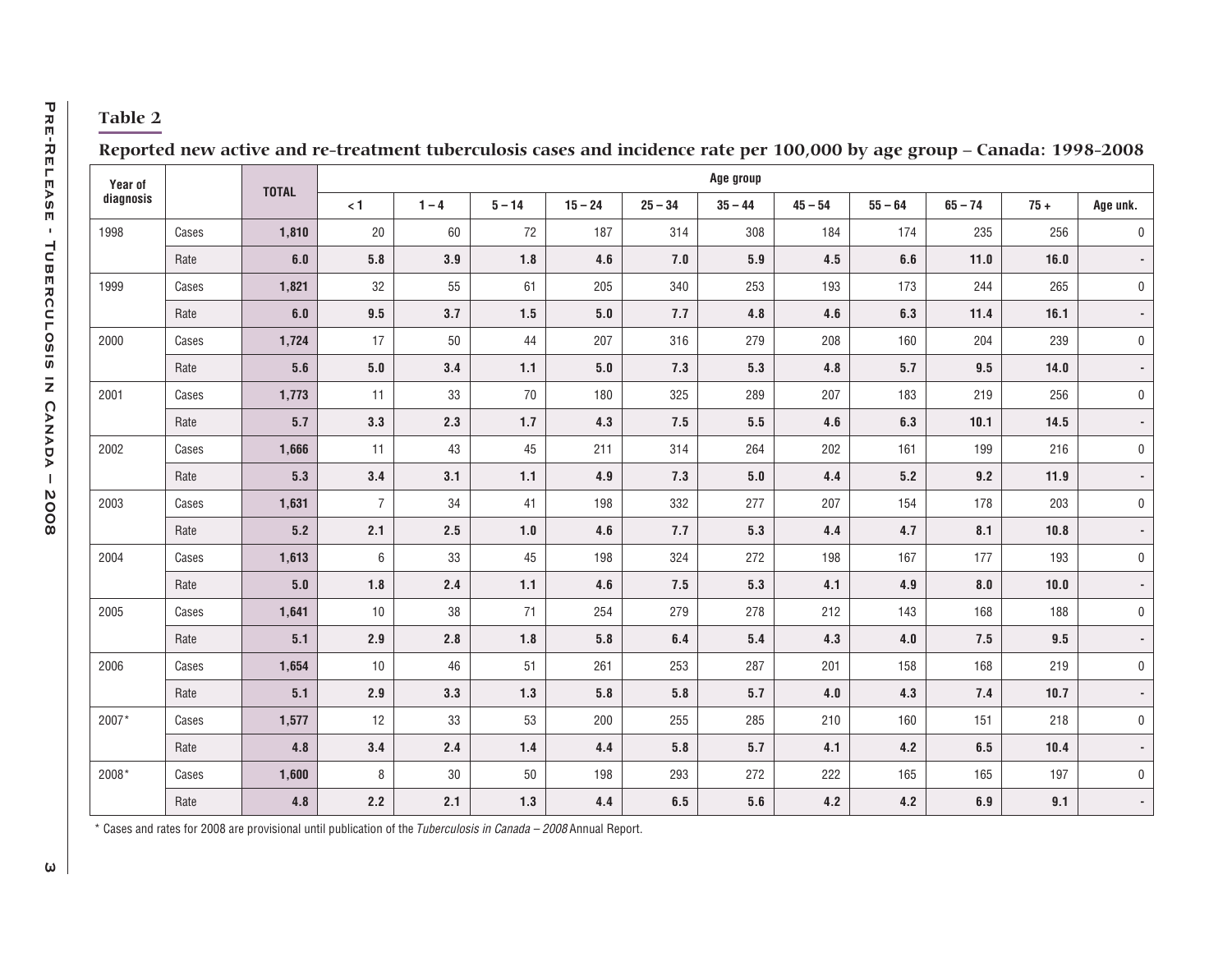## Table 2

**Reported new active and re-treatment tuberculosis cases and incidence rate per 100,000 by age group – Canada: 1998-2008**

| Year of diagnosis | | TOTAL | Age group | | | | | | | | | | |
|---|---|---|---|---|---|---|---|---|---|---|---|---|---|
| | | | < 1 | 1 – 4 | 5 – 14 | 15 – 24 | 25 – 34 | 35 – 44 | 45 – 54 | 55 – 64 | 65 – 74 | 75 + | Age unk. |
| 1998 | Cases | **1,810** | 20 | 60 | 72 | 187 | 314 | 308 | 184 | 174 | 235 | 256 | 0 |
| | Rate | **6.0** | **5.8** | **3.9** | **1.8** | **4.6** | **7.0** | **5.9** | **4.5** | **6.6** | **11.0** | **16.0** | - |
| 1999 | Cases | **1,821** | 32 | 55 | 61 | 205 | 340 | 253 | 193 | 173 | 244 | 265 | 0 |
| | Rate | **6.0** | **9.5** | **3.7** | **1.5** | **5.0** | **7.7** | **4.8** | **4.6** | **6.3** | **11.4** | **16.1** | - |
| 2000 | Cases | **1,724** | 17 | 50 | 44 | 207 | 316 | 279 | 208 | 160 | 204 | 239 | 0 |
| | Rate | **5.6** | **5.0** | **3.4** | **1.1** | **5.0** | **7.3** | **5.3** | **4.8** | **5.7** | **9.5** | **14.0** | - |
| 2001 | Cases | **1,773** | 11 | 33 | 70 | 180 | 325 | 289 | 207 | 183 | 219 | 256 | 0 |
| | Rate | **5.7** | **3.3** | **2.3** | **1.7** | **4.3** | **7.5** | **5.5** | **4.6** | **6.3** | **10.1** | **14.5** | - |
| 2002 | Cases | **1,666** | 11 | 43 | 45 | 211 | 314 | 264 | 202 | 161 | 199 | 216 | 0 |
| | Rate | **5.3** | **3.4** | **3.1** | **1.1** | **4.9** | **7.3** | **5.0** | **4.4** | **5.2** | **9.2** | **11.9** | - |
| 2003 | Cases | **1,631** | 7 | 34 | 41 | 198 | 332 | 277 | 207 | 154 | 178 | 203 | 0 |
| | Rate | **5.2** | **2.1** | **2.5** | **1.0** | **4.6** | **7.7** | **5.3** | **4.4** | **4.7** | **8.1** | **10.8** | - |
| 2004 | Cases | **1,613** | 6 | 33 | 45 | 198 | 324 | 272 | 198 | 167 | 177 | 193 | 0 |
| | Rate | **5.0** | **1.8** | **2.4** | **1.1** | **4.6** | **7.5** | **5.3** | **4.1** | **4.9** | **8.0** | **10.0** | - |
| 2005 | Cases | **1,641** | 10 | 38 | 71 | 254 | 279 | 278 | 212 | 143 | 168 | 188 | 0 |
| | Rate | **5.1** | **2.9** | **2.8** | **1.8** | **5.8** | **6.4** | **5.4** | **4.3** | **4.0** | **7.5** | **9.5** | - |
| 2006 | Cases | **1,654** | 10 | 46 | 51 | 261 | 253 | 287 | 201 | 158 | 168 | 219 | 0 |
| | Rate | **5.1** | **2.9** | **3.3** | **1.3** | **5.8** | **5.8** | **5.7** | **4.0** | **4.3** | **7.4** | **10.7** | - |
| 2007* | Cases | **1,577** | 12 | 33 | 53 | 200 | 255 | 285 | 210 | 160 | 151 | 218 | 0 |
| | Rate | **4.8** | **3.4** | **2.4** | **1.4** | **4.4** | **5.8** | **5.7** | **4.1** | **4.2** | **6.5** | **10.4** | - |
| 2008* | Cases | **1,600** | 8 | 30 | 50 | 198 | 293 | 272 | 222 | 165 | 165 | 197 | 0 |
| | Rate | **4.8** | **2.2** | **2.1** | **1.3** | **4.4** | **6.5** | **5.6** | **4.2** | **4.2** | **6.9** | **9.1** | - |

\* Cases and rates for 2008 are provisional until publication of the *Tuberculosis in Canada – 2008* Annual Report.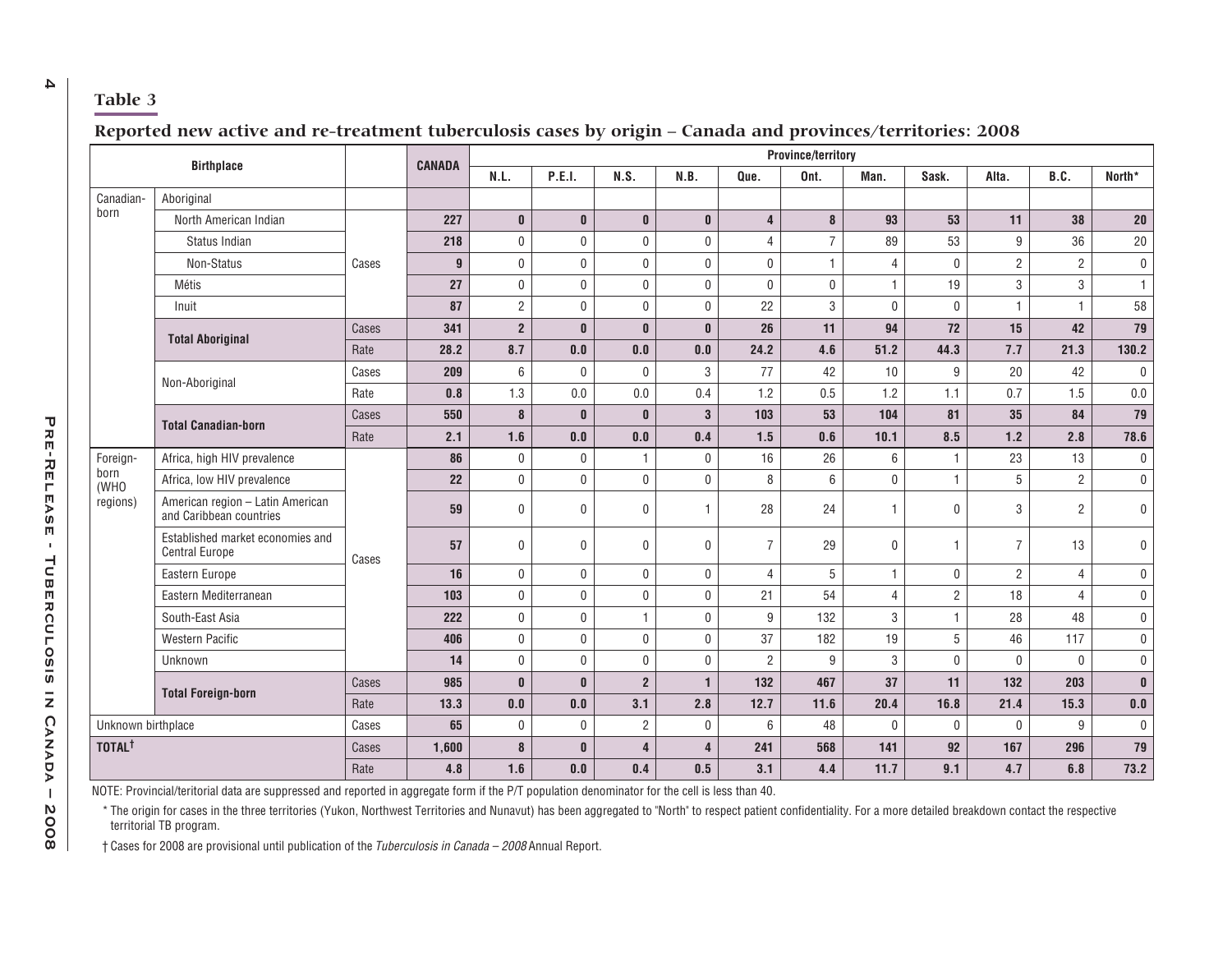## Table 3

### Reported new active and re-treatment tuberculosis cases by origin – Canada and provinces/territories: 2008

| Birthplace | | | CANADA | Province/territory | | | | | | | | | | |
|---|---|---|---|---|---|---|---|---|---|---|---|---|---|---|
| | | | | N.L. | P.E.I. | N.S. | N.B. | Que. | Ont. | Man. | Sask. | Alta. | B.C. | North* |
| Canadian-born | Aboriginal | | | | | | | | | | | | | |
| | North American Indian | Cases | **227** | **0** | **0** | **0** | **0** | **4** | **8** | **93** | **53** | **11** | **38** | **20** |
| | Status Indian | Cases | 218 | 0 | 0 | 0 | 0 | 4 | 7 | 89 | 53 | 9 | 36 | 20 |
| | Non-Status | Cases | 9 | 0 | 0 | 0 | 0 | 0 | 1 | 4 | 0 | 2 | 2 | 0 |
| | Métis | Cases | 27 | 0 | 0 | 0 | 0 | 0 | 0 | 1 | 19 | 3 | 3 | 1 |
| | Inuit | Cases | 87 | 2 | 0 | 0 | 0 | 22 | 3 | 0 | 0 | 1 | 1 | 58 |
| | **Total Aboriginal** | Cases | **341** | **2** | **0** | **0** | **0** | **26** | **11** | **94** | **72** | **15** | **42** | **79** |
| | | Rate | **28.2** | **8.7** | **0.0** | **0.0** | **0.0** | **24.2** | **4.6** | **51.2** | **44.3** | **7.7** | **21.3** | **130.2** |
| | Non-Aboriginal | Cases | 209 | 6 | 0 | 0 | 3 | 77 | 42 | 10 | 9 | 20 | 42 | 0 |
| | | Rate | 0.8 | 1.3 | 0.0 | 0.0 | 0.4 | 1.2 | 0.5 | 1.2 | 1.1 | 0.7 | 1.5 | 0.0 |
| | **Total Canadian-born** | Cases | **550** | **8** | **0** | **0** | **3** | **103** | **53** | **104** | **81** | **35** | **84** | **79** |
| | | Rate | **2.1** | **1.6** | **0.0** | **0.0** | **0.4** | **1.5** | **0.6** | **10.1** | **8.5** | **1.2** | **2.8** | **78.6** |
| Foreign-born (WHO regions) | Africa, high HIV prevalence | Cases | 86 | 0 | 0 | 1 | 0 | 16 | 26 | 6 | 1 | 23 | 13 | 0 |
| | Africa, low HIV prevalence | Cases | 22 | 0 | 0 | 0 | 0 | 8 | 6 | 0 | 1 | 5 | 2 | 0 |
| | American region – Latin American and Caribbean countries | Cases | 59 | 0 | 0 | 0 | 1 | 28 | 24 | 1 | 0 | 3 | 2 | 0 |
| | Established market economies and Central Europe | Cases | 57 | 0 | 0 | 0 | 0 | 7 | 29 | 0 | 1 | 7 | 13 | 0 |
| | Eastern Europe | Cases | 16 | 0 | 0 | 0 | 0 | 4 | 5 | 1 | 0 | 2 | 4 | 0 |
| | Eastern Mediterranean | Cases | 103 | 0 | 0 | 0 | 0 | 21 | 54 | 4 | 2 | 18 | 4 | 0 |
| | South-East Asia | Cases | 222 | 0 | 0 | 1 | 0 | 9 | 132 | 3 | 1 | 28 | 48 | 0 |
| | Western Pacific | Cases | 406 | 0 | 0 | 0 | 0 | 37 | 182 | 19 | 5 | 46 | 117 | 0 |
| | Unknown | Cases | 14 | 0 | 0 | 0 | 0 | 2 | 9 | 3 | 0 | 0 | 0 | 0 |
| | **Total Foreign-born** | Cases | **985** | **0** | **0** | **2** | **1** | **132** | **467** | **37** | **11** | **132** | **203** | **0** |
| | | Rate | **13.3** | **0.0** | **0.0** | **3.1** | **2.8** | **12.7** | **11.6** | **20.4** | **16.8** | **21.4** | **15.3** | **0.0** |
| Unknown birthplace | | Cases | 65 | 0 | 0 | 2 | 0 | 6 | 48 | 0 | 0 | 0 | 9 | 0 |
| **TOTAL†** | | Cases | **1,600** | **8** | **0** | **4** | **4** | **241** | **568** | **141** | **92** | **167** | **296** | **79** |
| | | Rate | **4.8** | **1.6** | **0.0** | **0.4** | **0.5** | **3.1** | **4.4** | **11.7** | **9.1** | **4.7** | **6.8** | **73.2** |

NOTE: Provincial/teritorial data are suppressed and reported in aggregate form if the P/T population denominator for the cell is less than 40.

* The origin for cases in the three territories (Yukon, Northwest Territories and Nunavut) has been aggregated to "North" to respect patient confidentiality. For a more detailed breakdown contact the respective territorial TB program.

† Cases for 2008 are provisional until publication of the *Tuberculosis in Canada – 2008* Annual Report.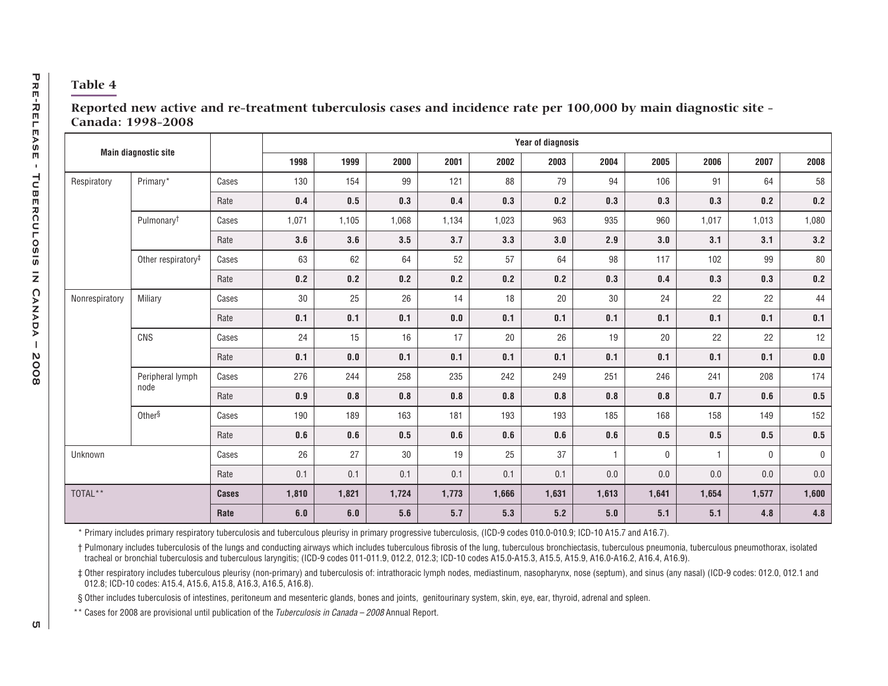## Table 4

**Reported new active and re-treatment tuberculosis cases and incidence rate per 100,000 by main diagnostic site - Canada: 1998-2008**

| Main diagnostic site | | | Year of diagnosis | | | | | | | | | | |
|---|---|---|---|---|---|---|---|---|---|---|---|---|---|
| | | | 1998 | 1999 | 2000 | 2001 | 2002 | 2003 | 2004 | 2005 | 2006 | 2007 | 2008 |
| Respiratory | Primary* | Cases | 130 | 154 | 99 | 121 | 88 | 79 | 94 | 106 | 91 | 64 | 58 |
| | | Rate | **0.4** | **0.5** | **0.3** | **0.4** | **0.3** | **0.2** | **0.3** | **0.3** | **0.3** | **0.2** | **0.2** |
| | Pulmonary† | Cases | 1,071 | 1,105 | 1,068 | 1,134 | 1,023 | 963 | 935 | 960 | 1,017 | 1,013 | 1,080 |
| | | Rate | **3.6** | **3.6** | **3.5** | **3.7** | **3.3** | **3.0** | **2.9** | **3.0** | **3.1** | **3.1** | **3.2** |
| | Other respiratory‡ | Cases | 63 | 62 | 64 | 52 | 57 | 64 | 98 | 117 | 102 | 99 | 80 |
| | | Rate | **0.2** | **0.2** | **0.2** | **0.2** | **0.2** | **0.2** | **0.3** | **0.4** | **0.3** | **0.3** | **0.2** |
| Nonrespiratory | Miliary | Cases | 30 | 25 | 26 | 14 | 18 | 20 | 30 | 24 | 22 | 22 | 44 |
| | | Rate | **0.1** | **0.1** | **0.1** | **0.0** | **0.1** | **0.1** | **0.1** | **0.1** | **0.1** | **0.1** | **0.1** |
| | CNS | Cases | 24 | 15 | 16 | 17 | 20 | 26 | 19 | 20 | 22 | 22 | 12 |
| | | Rate | **0.1** | **0.0** | **0.1** | **0.1** | **0.1** | **0.1** | **0.1** | **0.1** | **0.1** | **0.1** | **0.0** |
| | Peripheral lymph node | Cases | 276 | 244 | 258 | 235 | 242 | 249 | 251 | 246 | 241 | 208 | 174 |
| | | Rate | **0.9** | **0.8** | **0.8** | **0.8** | **0.8** | **0.8** | **0.8** | **0.8** | **0.7** | **0.6** | **0.5** |
| | Other§ | Cases | 190 | 189 | 163 | 181 | 193 | 193 | 185 | 168 | 158 | 149 | 152 |
| | | Rate | **0.6** | **0.6** | **0.5** | **0.6** | **0.6** | **0.6** | **0.6** | **0.5** | **0.5** | **0.5** | **0.5** |
| Unknown | | Cases | 26 | 27 | 30 | 19 | 25 | 37 | 1 | 0 | 1 | 0 | 0 |
| | | Rate | 0.1 | 0.1 | 0.1 | 0.1 | 0.1 | 0.1 | 0.0 | 0.0 | 0.0 | 0.0 | 0.0 |
| TOTAL** | | **Cases** | **1,810** | **1,821** | **1,724** | **1,773** | **1,666** | **1,631** | **1,613** | **1,641** | **1,654** | **1,577** | **1,600** |
| | | **Rate** | **6.0** | **6.0** | **5.6** | **5.7** | **5.3** | **5.2** | **5.0** | **5.1** | **5.1** | **4.8** | **4.8** |

\* Primary includes primary respiratory tuberculosis and tuberculous pleurisy in primary progressive tuberculosis, (ICD-9 codes 010.0-010.9; ICD-10 A15.7 and A16.7).

† Pulmonary includes tuberculosis of the lungs and conducting airways which includes tuberculous fibrosis of the lung, tuberculous bronchiectasis, tuberculous pneumonia, tuberculous pneumothorax, isolated tracheal or bronchial tuberculosis and tuberculous laryngitis; (ICD-9 codes 011-011.9, 012.2, 012.3; ICD-10 codes A15.0-A15.3, A15.5, A15.9, A16.0-A16.2, A16.4, A16.9).

‡ Other respiratory includes tuberculous pleurisy (non-primary) and tuberculosis of: intrathoracic lymph nodes, mediastinum, nasopharynx, nose (septum), and sinus (any nasal) (ICD-9 codes: 012.0, 012.1 and 012.8; ICD-10 codes: A15.4, A15.6, A15.8, A16.3, A16.5, A16.8).

§ Other includes tuberculosis of intestines, peritoneum and mesenteric glands, bones and joints, genitourinary system, skin, eye, ear, thyroid, adrenal and spleen.

** Cases for 2008 are provisional until publication of the *Tuberculosis in Canada – 2008* Annual Report.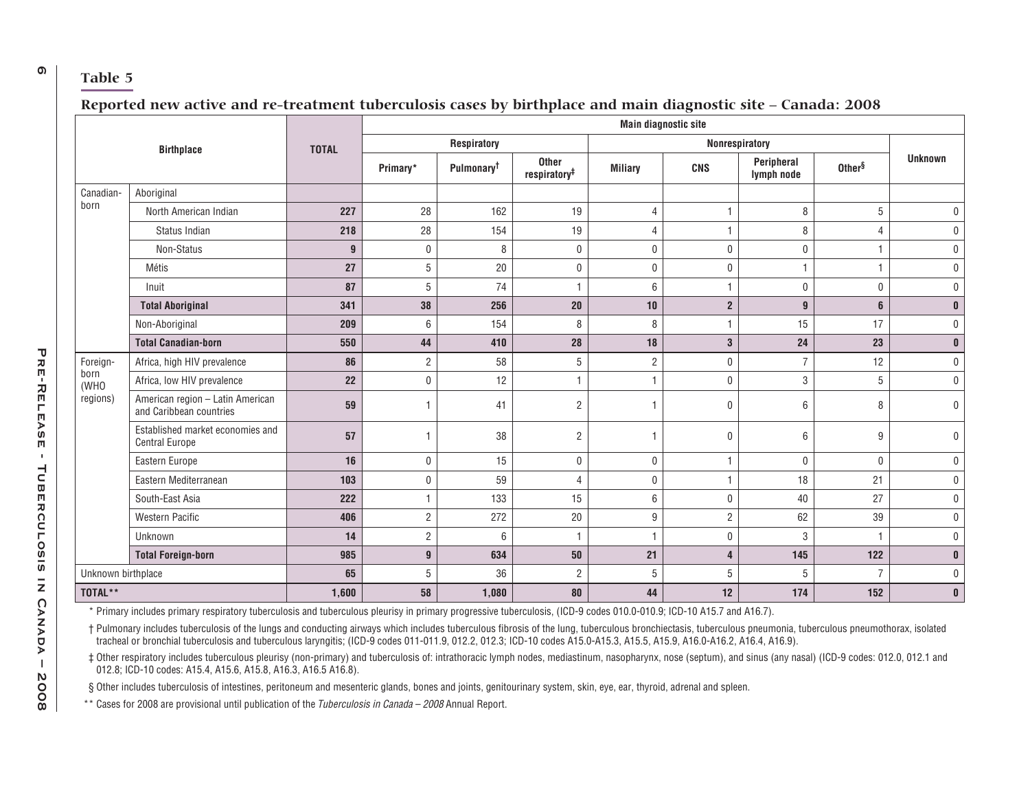## Table 5

### Reported new active and re-treatment tuberculosis cases by birthplace and main diagnostic site – Canada: 2008

| Birthplace | | TOTAL | Main diagnostic site | | | | | | | |
|---|---|---|---|---|---|---|---|---|---|---|
| | | | Respiratory | | | Nonrespiratory | | | | Unknown |
| | | | Primary* | Pulmonary† | Other respiratory‡ | Miliary | CNS | Peripheral lymph node | Other§ | |
| Canadian-born | Aboriginal | | | | | | | | | |
| | North American Indian | **227** | 28 | 162 | 19 | 4 | 1 | 8 | 5 | 0 |
| | Status Indian | **218** | 28 | 154 | 19 | 4 | 1 | 8 | 4 | 0 |
| | Non-Status | **9** | 0 | 8 | 0 | 0 | 0 | 0 | 1 | 0 |
| | Métis | **27** | 5 | 20 | 0 | 0 | 0 | 1 | 1 | 0 |
| | Inuit | **87** | 5 | 74 | 1 | 6 | 1 | 0 | 0 | 0 |
| | **Total Aboriginal** | **341** | **38** | **256** | **20** | **10** | **2** | **9** | **6** | **0** |
| | Non-Aboriginal | **209** | 6 | 154 | 8 | 8 | 1 | 15 | 17 | 0 |
| | **Total Canadian-born** | **550** | **44** | **410** | **28** | **18** | **3** | **24** | **23** | **0** |
| Foreign-born (WHO regions) | Africa, high HIV prevalence | **86** | 2 | 58 | 5 | 2 | 0 | 7 | 12 | 0 |
| | Africa, low HIV prevalence | **22** | 0 | 12 | 1 | 1 | 0 | 3 | 5 | 0 |
| | American region – Latin American and Caribbean countries | **59** | 1 | 41 | 2 | 1 | 0 | 6 | 8 | 0 |
| | Established market economies and Central Europe | **57** | 1 | 38 | 2 | 1 | 0 | 6 | 9 | 0 |
| | Eastern Europe | **16** | 0 | 15 | 0 | 0 | 1 | 0 | 0 | 0 |
| | Eastern Mediterranean | **103** | 0 | 59 | 4 | 0 | 1 | 18 | 21 | 0 |
| | South-East Asia | **222** | 1 | 133 | 15 | 6 | 0 | 40 | 27 | 0 |
| | Western Pacific | **406** | 2 | 272 | 20 | 9 | 2 | 62 | 39 | 0 |
| | Unknown | **14** | 2 | 6 | 1 | 1 | 0 | 3 | 1 | 0 |
| | **Total Foreign-born** | **985** | **9** | **634** | **50** | **21** | **4** | **145** | **122** | **0** |
| Unknown birthplace | | **65** | 5 | 36 | 2 | 5 | 5 | 5 | 7 | 0 |
| **TOTAL**** | | **1,600** | **58** | **1,080** | **80** | **44** | **12** | **174** | **152** | **0** |

\* Primary includes primary respiratory tuberculosis and tuberculous pleurisy in primary progressive tuberculosis, (ICD-9 codes 010.0-010.9; ICD-10 A15.7 and A16.7).

† Pulmonary includes tuberculosis of the lungs and conducting airways which includes tuberculous fibrosis of the lung, tuberculous bronchiectasis, tuberculous pneumonia, tuberculous pneumothorax, isolated tracheal or bronchial tuberculosis and tuberculous laryngitis; (ICD-9 codes 011-011.9, 012.2, 012.3; ICD-10 codes A15.0-A15.3, A15.5, A15.9, A16.0-A16.2, A16.4, A16.9).

‡ Other respiratory includes tuberculous pleurisy (non-primary) and tuberculosis of: intrathoracic lymph nodes, mediastinum, nasopharynx, nose (septum), and sinus (any nasal) (ICD-9 codes: 012.0, 012.1 and 012.8; ICD-10 codes: A15.4, A15.6, A15.8, A16.3, A16.5 A16.8).

§ Other includes tuberculosis of intestines, peritoneum and mesenteric glands, bones and joints, genitourinary system, skin, eye, ear, thyroid, adrenal and spleen.

** Cases for 2008 are provisional until publication of the *Tuberculosis in Canada – 2008* Annual Report.